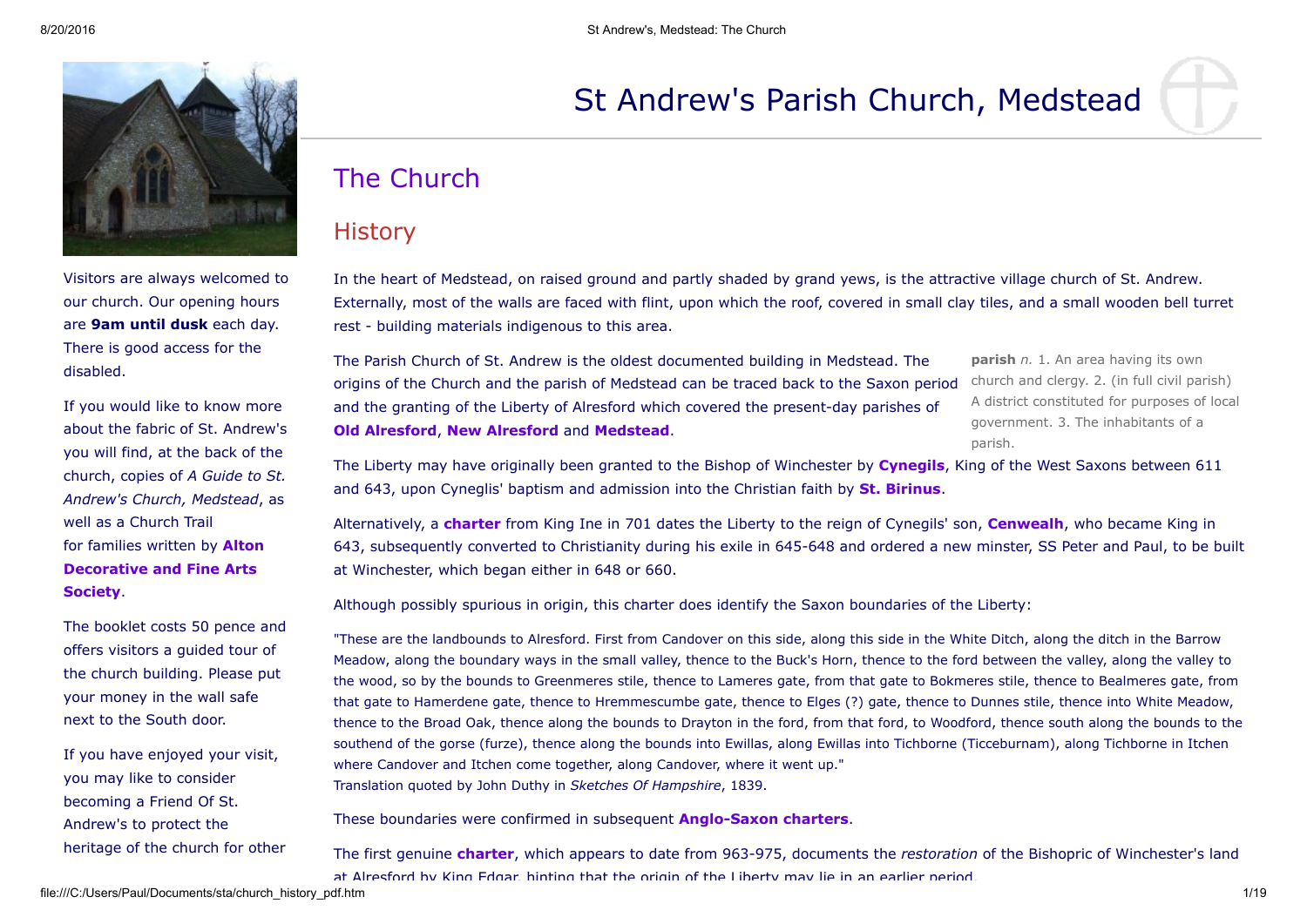# St Andrew's Parish Church, Medstead

Visitors are always welcomed to our church. Our opening hours are **9am until dusk** each day. There is good access for the disabled.

If you would like to know more about the fabric of St. Andrew's you will find, at the back of the church, copies of *A Guide to St. Andrew's Church, Medstead*, as well as a Church Trail for families written by **Alton Decorative and Fine Arts Society**.

The booklet costs 50 pence and offers visitors a guided tour of the church building. Please put your money in the wall safe next to the South door.

If you have enjoyed your visit, you may like to consider becoming a Friend Of St. Andrew's to protect the heritage of the church for other

## The Church

### History

In the heart of Medstead, on raised ground and partly shaded by grand yews, is the attractive village church of St. Andrew. Externally, most of the walls are faced with flint, upon which the roof, covered in small clay tiles, and a small wooden bell turret rest - building materials indigenous to this area.

The Parish Church of St. Andrew is the oldest documented building in Medstead. The origins of the Church and the parish of Medstead can be traced back to the Saxon period and the granting of the Liberty of Alresford which covered the present-day parishes of **Old Alresford**, **New Alresford** and **Medstead**.

**parish** *n.* 1. An area having its own church and clergy. 2. (in full civil parish) A district constituted for purposes of local government. 3. The inhabitants of a parish.

The Liberty may have originally been granted to the Bishop of Winchester by **Cynegils**, King of the West Saxons between 611 and 643, upon Cyneglis' baptism and admission into the Christian faith by **St. Birinus**.

Alternatively, a **charter** from King Ine in 701 dates the Liberty to the reign of Cynegils' son, **Cenwealh**, who became King in 643, subsequently converted to Christianity during his exile in 645-648 and ordered a new minster, SS Peter and Paul, to be built at Winchester, which began either in 648 or 660.

Although possibly spurious in origin, this charter does identify the Saxon boundaries of the Liberty:

"These are the landbounds to Alresford. First from Candover on this side, along this side in the White Ditch, along the ditch in the Barrow Meadow, along the boundary ways in the small valley, thence to the Buck's Horn, thence to the ford between the valley, along the valley to the wood, so by the bounds to Greenmeres stile, thence to Lameres gate, from that gate to Bokmeres stile, thence to Bealmeres gate, from that gate to Hamerdene gate, thence to Hremmescumbe gate, thence to Elges (?) gate, thence to Dunnes stile, thence into White Meadow, thence to the Broad Oak, thence along the bounds to Drayton in the ford, from that ford, to Woodford, thence south along the bounds to the southend of the gorse (furze), thence along the bounds into Ewillas, along Ewillas into Tichborne (Ticceburnam), along Tichborne in Itchen where Candover and Itchen come together, along Candover, where it went up."
Translation quoted by John Duthy in *Sketches Of Hampshire*, 1839.

These boundaries were confirmed in subsequent **Anglo-Saxon charters**.

The first genuine **charter**, which appears to date from 963-975, documents the *restoration* of the Bishopric of Winchester's land at Alresford by King Edgar, hinting that the origin of the Liberty may lie in an earlier period.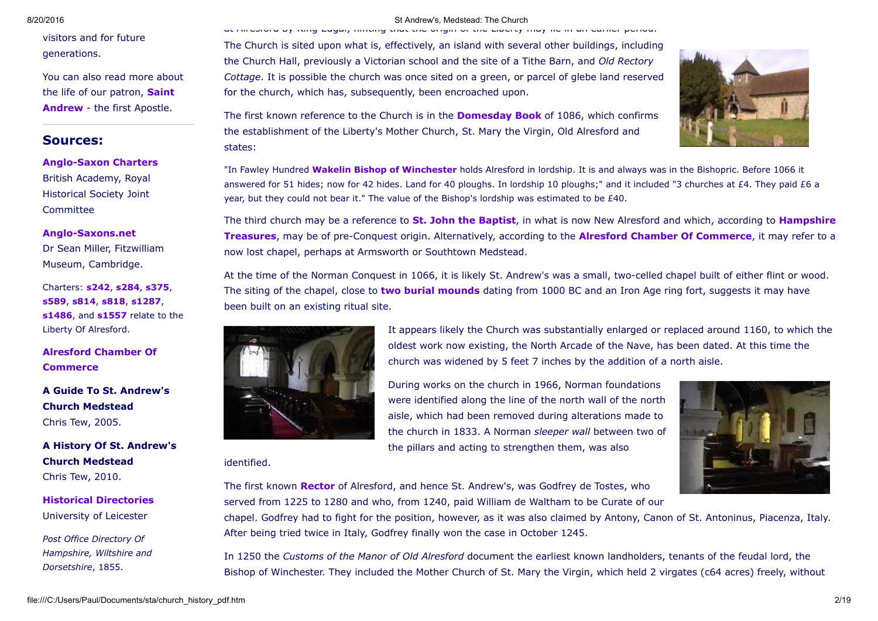visitors and for future generations.

You can also read more about the life of our patron, **Saint Andrew** - the first Apostle.

## Sources:

**Anglo-Saxon Charters**
British Academy, Royal Historical Society Joint Committee

**Anglo-Saxons.net**
Dr Sean Miller, Fitzwilliam Museum, Cambridge.

Charters: **s242**, **s284**, **s375**, **s589**, **s814**, **s818**, **s1287**, **s1486**, and **s1557** relate to the Liberty Of Alresford.

**Alresford Chamber Of Commerce**

**A Guide To St. Andrew's Church Medstead**
Chris Tew, 2005.

**A History Of St. Andrew's Church Medstead**
Chris Tew, 2010.

**Historical Directories**
University of Leicester

*Post Office Directory Of Hampshire, Wiltshire and Dorsetshire*, 1855.

at Alresford by King Edgar, hinting that the origin of the Liberty may lie in an earlier period.

The Church is sited upon what is, effectively, an island with several other buildings, including the Church Hall, previously a Victorian school and the site of a Tithe Barn, and *Old Rectory Cottage*. It is possible the church was once sited on a green, or parcel of glebe land reserved for the church, which has, subsequently, been encroached upon.

The first known reference to the Church is in the **Domesday Book** of 1086, which confirms the establishment of the Liberty's Mother Church, St. Mary the Virgin, Old Alresford and states:

"In Fawley Hundred **Wakelin Bishop of Winchester** holds Alresford in lordship. It is and always was in the Bishopric. Before 1066 it answered for 51 hides; now for 42 hides. Land for 40 ploughs. In lordship 10 ploughs;" and it included "3 churches at £4. They paid £6 a year, but they could not bear it." The value of the Bishop's lordship was estimated to be £40.

The third church may be a reference to **St. John the Baptist**, in what is now New Alresford and which, according to **Hampshire Treasures**, may be of pre-Conquest origin. Alternatively, according to the **Alresford Chamber Of Commerce**, it may refer to a now lost chapel, perhaps at Armsworth or Southtown Medstead.

At the time of the Norman Conquest in 1066, it is likely St. Andrew's was a small, two-celled chapel built of either flint or wood. The siting of the chapel, close to **two burial mounds** dating from 1000 BC and an Iron Age ring fort, suggests it may have been built on an existing ritual site.

It appears likely the Church was substantially enlarged or replaced around 1160, to which the oldest work now existing, the North Arcade of the Nave, has been dated. At this time the church was widened by 5 feet 7 inches by the addition of a north aisle.

During works on the church in 1966, Norman foundations were identified along the line of the north wall of the north aisle, which had been removed during alterations made to the church in 1833. A Norman *sleeper wall* between two of the pillars and acting to strengthen them, was also identified.

The first known **Rector** of Alresford, and hence St. Andrew's, was Godfrey de Tostes, who served from 1225 to 1280 and who, from 1240, paid William de Waltham to be Curate of our chapel. Godfrey had to fight for the position, however, as it was also claimed by Antony, Canon of St. Antoninus, Piacenza, Italy. After being tried twice in Italy, Godfrey finally won the case in October 1245.

In 1250 the *Customs of the Manor of Old Alresford* document the earliest known landholders, tenants of the feudal lord, the Bishop of Winchester. They included the Mother Church of St. Mary the Virgin, which held 2 virgates (c64 acres) freely, without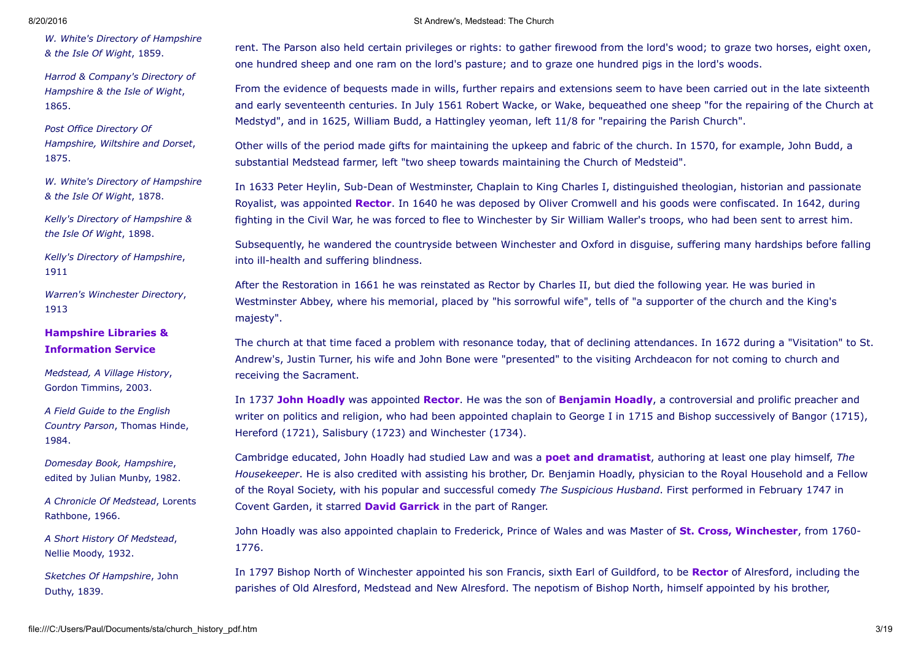*W. White's Directory of Hampshire & the Isle Of Wight*, 1859.

*Harrod & Company's Directory of Hampshire & the Isle of Wight*, 1865.

*Post Office Directory Of Hampshire, Wiltshire and Dorset*, 1875.

*W. White's Directory of Hampshire & the Isle Of Wight*, 1878.

*Kelly's Directory of Hampshire & the Isle Of Wight*, 1898.

*Kelly's Directory of Hampshire*, 1911

*Warren's Winchester Directory*, 1913

**Hampshire Libraries & Information Service**

*Medstead, A Village History*, Gordon Timmins, 2003.

*A Field Guide to the English Country Parson*, Thomas Hinde, 1984.

*Domesday Book, Hampshire*, edited by Julian Munby, 1982.

*A Chronicle Of Medstead*, Lorents Rathbone, 1966.

*A Short History Of Medstead*, Nellie Moody, 1932.

*Sketches Of Hampshire*, John Duthy, 1839.

rent. The Parson also held certain privileges or rights: to gather firewood from the lord's wood; to graze two horses, eight oxen, one hundred sheep and one ram on the lord's pasture; and to graze one hundred pigs in the lord's woods.

From the evidence of bequests made in wills, further repairs and extensions seem to have been carried out in the late sixteenth and early seventeenth centuries. In July 1561 Robert Wacke, or Wake, bequeathed one sheep "for the repairing of the Church at Medstyd", and in 1625, William Budd, a Hattingley yeoman, left 11/8 for "repairing the Parish Church".

Other wills of the period made gifts for maintaining the upkeep and fabric of the church. In 1570, for example, John Budd, a substantial Medstead farmer, left "two sheep towards maintaining the Church of Medsteid".

In 1633 Peter Heylin, Sub-Dean of Westminster, Chaplain to King Charles I, distinguished theologian, historian and passionate Royalist, was appointed **Rector**. In 1640 he was deposed by Oliver Cromwell and his goods were confiscated. In 1642, during fighting in the Civil War, he was forced to flee to Winchester by Sir William Waller's troops, who had been sent to arrest him.

Subsequently, he wandered the countryside between Winchester and Oxford in disguise, suffering many hardships before falling into ill-health and suffering blindness.

After the Restoration in 1661 he was reinstated as Rector by Charles II, but died the following year. He was buried in Westminster Abbey, where his memorial, placed by "his sorrowful wife", tells of "a supporter of the church and the King's majesty".

The church at that time faced a problem with resonance today, that of declining attendances. In 1672 during a "Visitation" to St. Andrew's, Justin Turner, his wife and John Bone were "presented" to the visiting Archdeacon for not coming to church and receiving the Sacrament.

In 1737 **John Hoadly** was appointed **Rector**. He was the son of **Benjamin Hoadly**, a controversial and prolific preacher and writer on politics and religion, who had been appointed chaplain to George I in 1715 and Bishop successively of Bangor (1715), Hereford (1721), Salisbury (1723) and Winchester (1734).

Cambridge educated, John Hoadly had studied Law and was a **poet and dramatist**, authoring at least one play himself, *The Housekeeper*. He is also credited with assisting his brother, Dr. Benjamin Hoadly, physician to the Royal Household and a Fellow of the Royal Society, with his popular and successful comedy *The Suspicious Husband*. First performed in February 1747 in Covent Garden, it starred **David Garrick** in the part of Ranger.

John Hoadly was also appointed chaplain to Frederick, Prince of Wales and was Master of **St. Cross, Winchester**, from 1760-1776.

In 1797 Bishop North of Winchester appointed his son Francis, sixth Earl of Guildford, to be **Rector** of Alresford, including the parishes of Old Alresford, Medstead and New Alresford. The nepotism of Bishop North, himself appointed by his brother,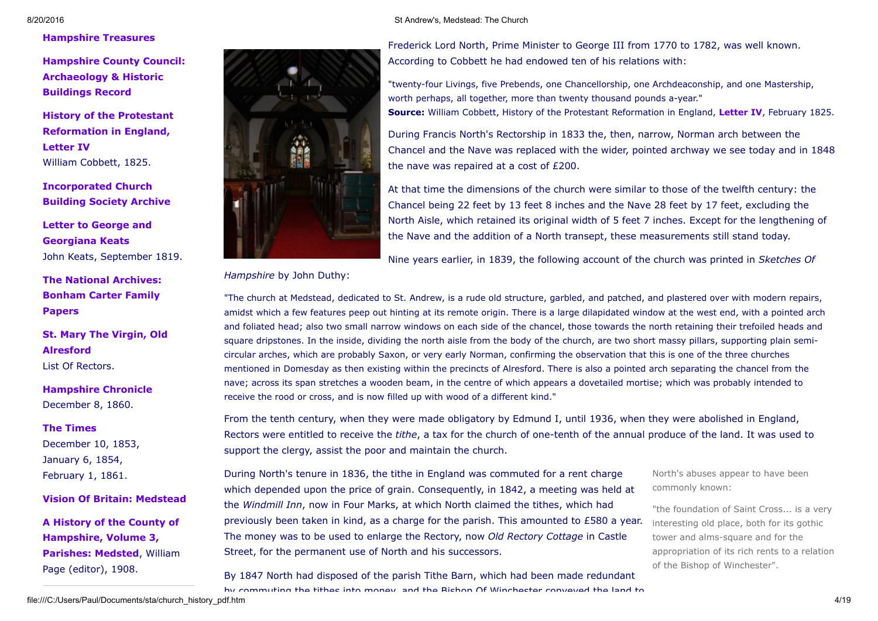**Hampshire Treasures**

**Hampshire County Council: Archaeology & Historic Buildings Record**

**History of the Protestant Reformation in England, Letter IV**
William Cobbett, 1825.

**Incorporated Church Building Society Archive**

**Letter to George and Georgiana Keats**
John Keats, September 1819.

**The National Archives: Bonham Carter Family Papers**

**St. Mary The Virgin, Old Alresford**
List Of Rectors.

**Hampshire Chronicle**
December 8, 1860.

**The Times**
December 10, 1853,
January 6, 1854,
February 1, 1861.

**Vision Of Britain: Medstead**

**A History of the County of Hampshire, Volume 3, Parishes: Medstead**, William Page (editor), 1908.

---

Frederick Lord North, Prime Minister to George III from 1770 to 1782, was well known. According to Cobbett he had endowed ten of his relations with:

"twenty-four Livings, five Prebends, one Chancellorship, one Archdeaconship, and one Mastership, worth perhaps, all together, more than twenty thousand pounds a-year."
**Source:** William Cobbett, History of the Protestant Reformation in England, **Letter IV**, February 1825.

During Francis North's Rectorship in 1833 the, then, narrow, Norman arch between the Chancel and the Nave was replaced with the wider, pointed archway we see today and in 1848 the nave was repaired at a cost of £200.

At that time the dimensions of the church were similar to those of the twelfth century: the Chancel being 22 feet by 13 feet 8 inches and the Nave 28 feet by 17 feet, excluding the North Aisle, which retained its original width of 5 feet 7 inches. Except for the lengthening of the Nave and the addition of a North transept, these measurements still stand today.

Nine years earlier, in 1839, the following account of the church was printed in *Sketches Of Hampshire* by John Duthy:

"The church at Medstead, dedicated to St. Andrew, is a rude old structure, garbled, and patched, and plastered over with modern repairs, amidst which a few features peep out hinting at its remote origin. There is a large dilapidated window at the west end, with a pointed arch and foliated head; also two small narrow windows on each side of the chancel, those towards the north retaining their trefoiled heads and square dripstones. In the inside, dividing the north aisle from the body of the church, are two short massy pillars, supporting plain semi-circular arches, which are probably Saxon, or very early Norman, confirming the observation that this is one of the three churches mentioned in Domesday as then existing within the precincts of Alresford. There is also a pointed arch separating the chancel from the nave; across its span stretches a wooden beam, in the centre of which appears a dovetailed mortise; which was probably intended to receive the rood or cross, and is now filled up with wood of a different kind."

From the tenth century, when they were made obligatory by Edmund I, until 1936, when they were abolished in England, Rectors were entitled to receive the *tithe*, a tax for the church of one-tenth of the annual produce of the land. It was used to support the clergy, assist the poor and maintain the church.

During North's tenure in 1836, the tithe in England was commuted for a rent charge which depended upon the price of grain. Consequently, in 1842, a meeting was held at the *Windmill Inn*, now in Four Marks, at which North claimed the tithes, which had previously been taken in kind, as a charge for the parish. This amounted to £580 a year. The money was to be used to enlarge the Rectory, now *Old Rectory Cottage* in Castle Street, for the permanent use of North and his successors.

North's abuses appear to have been commonly known:

"the foundation of Saint Cross... is a very interesting old place, both for its gothic tower and alms-square and for the appropriation of its rich rents to a relation of the Bishop of Winchester".

By 1847 North had disposed of the parish Tithe Barn, which had been made redundant by commuting the tithes into money, and the Bishop Of Winchester conveyed the land to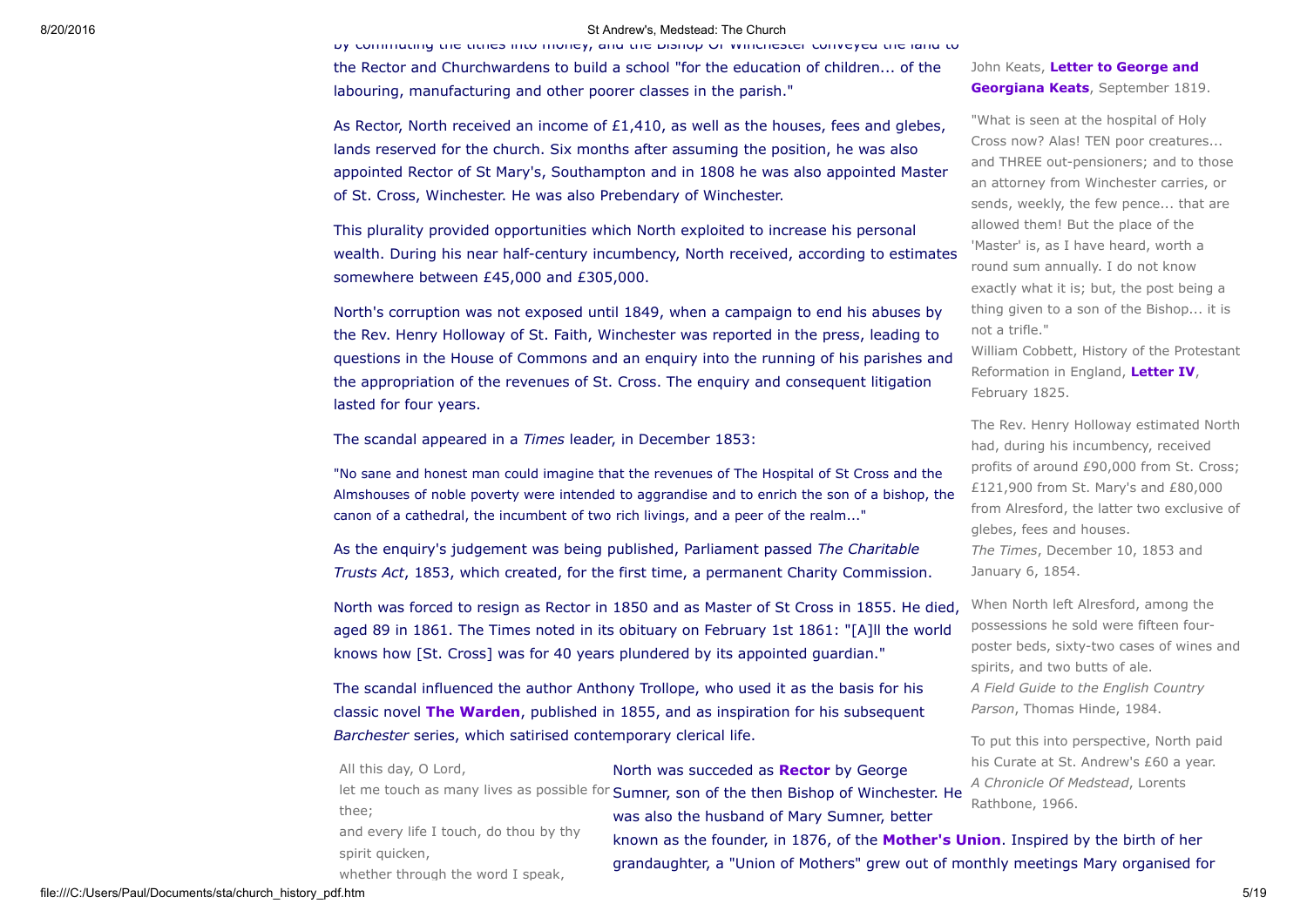by commuting the tithes into money, and the Bishop Of Winchester conveyed the land to the Rector and Churchwardens to build a school "for the education of children... of the labouring, manufacturing and other poorer classes in the parish."

As Rector, North received an income of £1,410, as well as the houses, fees and glebes, lands reserved for the church. Six months after assuming the position, he was also appointed Rector of St Mary's, Southampton and in 1808 he was also appointed Master of St. Cross, Winchester. He was also Prebendary of Winchester.

This plurality provided opportunities which North exploited to increase his personal wealth. During his near half-century incumbency, North received, according to estimates somewhere between £45,000 and £305,000.

North's corruption was not exposed until 1849, when a campaign to end his abuses by the Rev. Henry Holloway of St. Faith, Winchester was reported in the press, leading to questions in the House of Commons and an enquiry into the running of his parishes and the appropriation of the revenues of St. Cross. The enquiry and consequent litigation lasted for four years.

The scandal appeared in a *Times* leader, in December 1853:

"No sane and honest man could imagine that the revenues of The Hospital of St Cross and the Almshouses of noble poverty were intended to aggrandise and to enrich the son of a bishop, the canon of a cathedral, the incumbent of two rich livings, and a peer of the realm..."

As the enquiry's judgement was being published, Parliament passed *The Charitable Trusts Act*, 1853, which created, for the first time, a permanent Charity Commission.

North was forced to resign as Rector in 1850 and as Master of St Cross in 1855. He died, aged 89 in 1861. The Times noted in its obituary on February 1st 1861: "[A]ll the world knows how [St. Cross] was for 40 years plundered by its appointed guardian."

The scandal influenced the author Anthony Trollope, who used it as the basis for his classic novel **The Warden**, published in 1855, and as inspiration for his subsequent *Barchester* series, which satirised contemporary clerical life.

North was succeded as **Rector** by George Sumner, son of the then Bishop of Winchester. He was also the husband of Mary Sumner, better known as the founder, in 1876, of the **Mother's Union**. Inspired by the birth of her granddaughter, a "Union of Mothers" grew out of monthly meetings Mary organised for

All this day, O Lord,
let me touch as many lives as possible for thee;
and every life I touch, do thou by thy spirit quicken,
whether through the word I speak,

John Keats, **Letter to George and Georgiana Keats**, September 1819.

"What is seen at the hospital of Holy Cross now? Alas! TEN poor creatures... and THREE out-pensioners; and to those an attorney from Winchester carries, or sends, weekly, the few pence... that are allowed them! But the place of the 'Master' is, as I have heard, worth a round sum annually. I do not know exactly what it is; but, the post being a thing given to a son of the Bishop... it is not a trifle."
William Cobbett, History of the Protestant Reformation in England, **Letter IV**, February 1825.

The Rev. Henry Holloway estimated North had, during his incumbency, received profits of around £90,000 from St. Cross; £121,900 from St. Mary's and £80,000 from Alresford, the latter two exclusive of glebes, fees and houses.
*The Times*, December 10, 1853 and January 6, 1854.

When North left Alresford, among the possessions he sold were fifteen four-poster beds, sixty-two cases of wines and spirits, and two butts of ale.
*A Field Guide to the English Country Parson*, Thomas Hinde, 1984.

To put this into perspective, North paid his Curate at St. Andrew's £60 a year.
*A Chronicle Of Medstead*, Lorents Rathbone, 1966.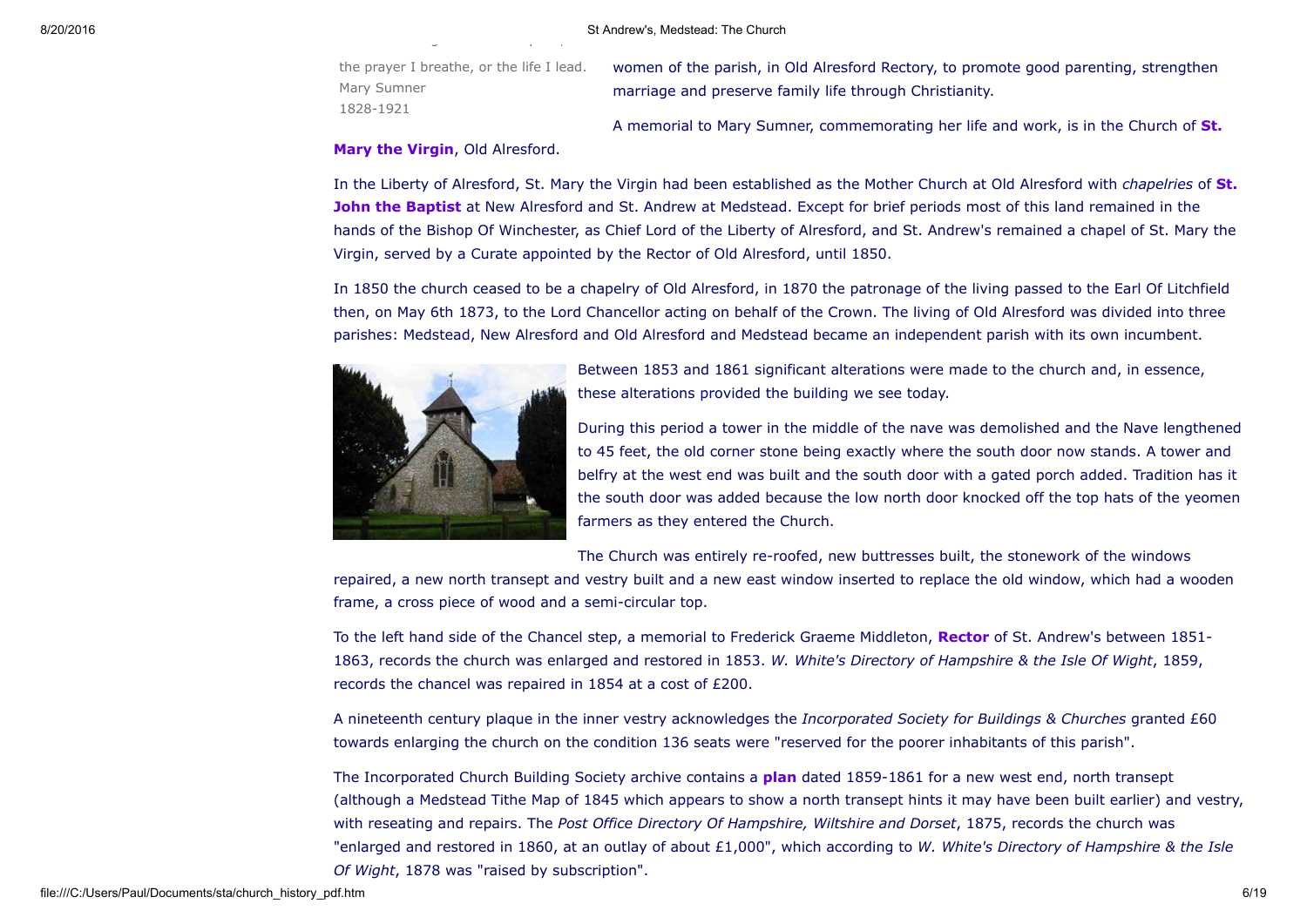the prayer I breathe, or the life I lead.
Mary Sumner
1828-1921

women of the parish, in Old Alresford Rectory, to promote good parenting, strengthen marriage and preserve family life through Christianity.

A memorial to Mary Sumner, commemorating her life and work, is in the Church of **St. Mary the Virgin**, Old Alresford.

In the Liberty of Alresford, St. Mary the Virgin had been established as the Mother Church at Old Alresford with *chapelries* of **St. John the Baptist** at New Alresford and St. Andrew at Medstead. Except for brief periods most of this land remained in the hands of the Bishop Of Winchester, as Chief Lord of the Liberty of Alresford, and St. Andrew's remained a chapel of St. Mary the Virgin, served by a Curate appointed by the Rector of Old Alresford, until 1850.

In 1850 the church ceased to be a chapelry of Old Alresford, in 1870 the patronage of the living passed to the Earl Of Litchfield then, on May 6th 1873, to the Lord Chancellor acting on behalf of the Crown. The living of Old Alresford was divided into three parishes: Medstead, New Alresford and Old Alresford and Medstead became an independent parish with its own incumbent.

Between 1853 and 1861 significant alterations were made to the church and, in essence, these alterations provided the building we see today.

During this period a tower in the middle of the nave was demolished and the Nave lengthened to 45 feet, the old corner stone being exactly where the south door now stands. A tower and belfry at the west end was built and the south door with a gated porch added. Tradition has it the south door was added because the low north door knocked off the top hats of the yeomen farmers as they entered the Church.

The Church was entirely re-roofed, new buttresses built, the stonework of the windows repaired, a new north transept and vestry built and a new east window inserted to replace the old window, which had a wooden frame, a cross piece of wood and a semi-circular top.

To the left hand side of the Chancel step, a memorial to Frederick Graeme Middleton, **Rector** of St. Andrew's between 1851-1863, records the church was enlarged and restored in 1853. *W. White's Directory of Hampshire & the Isle Of Wight*, 1859, records the chancel was repaired in 1854 at a cost of £200.

A nineteenth century plaque in the inner vestry acknowledges the *Incorporated Society for Buildings & Churches* granted £60 towards enlarging the church on the condition 136 seats were "reserved for the poorer inhabitants of this parish".

The Incorporated Church Building Society archive contains a **plan** dated 1859-1861 for a new west end, north transept (although a Medstead Tithe Map of 1845 which appears to show a north transept hints it may have been built earlier) and vestry, with reseating and repairs. The *Post Office Directory Of Hampshire, Wiltshire and Dorset*, 1875, records the church was "enlarged and restored in 1860, at an outlay of about £1,000", which according to *W. White's Directory of Hampshire & the Isle Of Wight*, 1878 was "raised by subscription".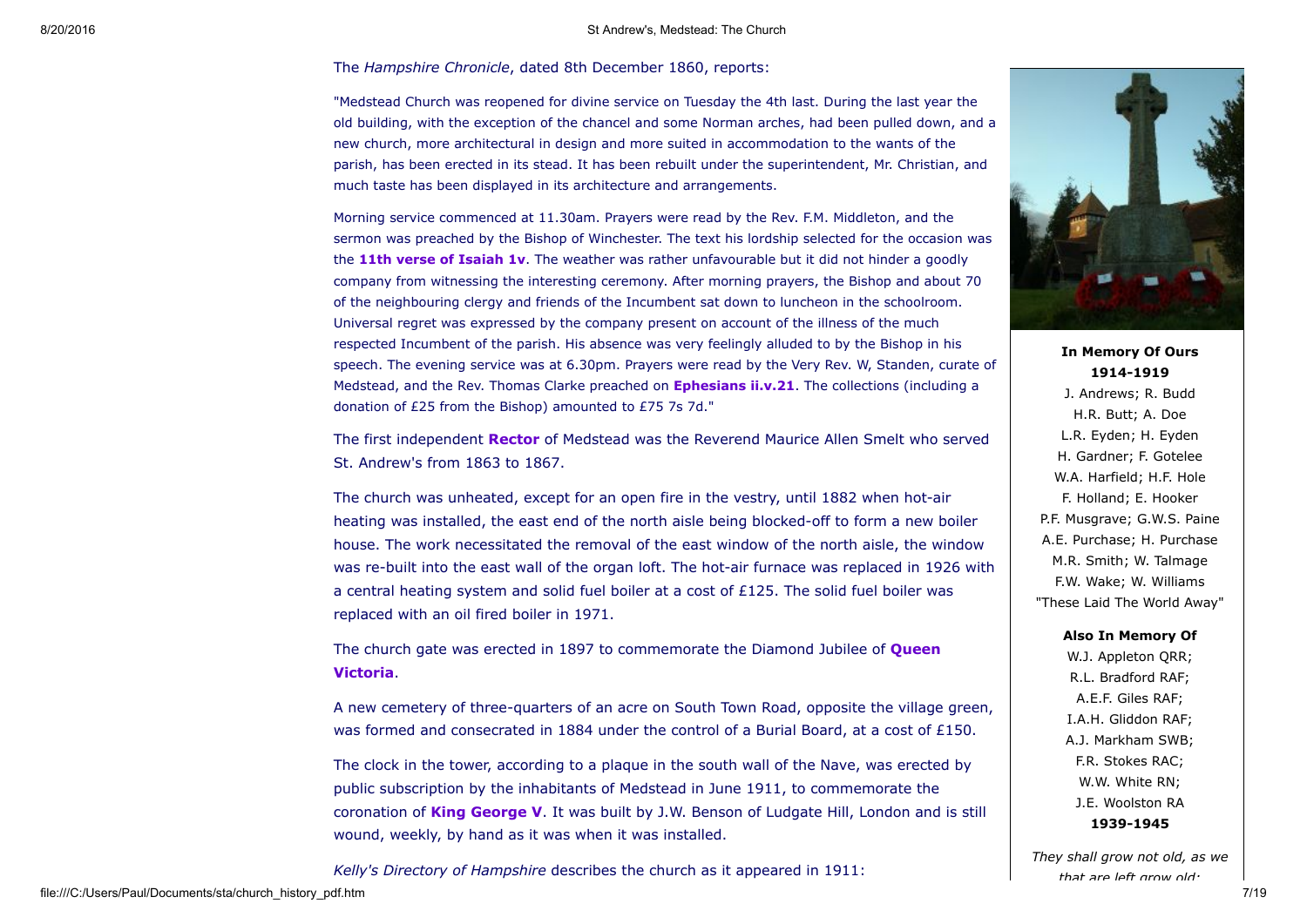The *Hampshire Chronicle*, dated 8th December 1860, reports:

"Medstead Church was reopened for divine service on Tuesday the 4th last. During the last year the old building, with the exception of the chancel and some Norman arches, had been pulled down, and a new church, more architectural in design and more suited in accommodation to the wants of the parish, has been erected in its stead. It has been rebuilt under the superintendent, Mr. Christian, and much taste has been displayed in its architecture and arrangements.

Morning service commenced at 11.30am. Prayers were read by the Rev. F.M. Middleton, and the sermon was preached by the Bishop of Winchester. The text his lordship selected for the occasion was the **11th verse of Isaiah 1v**. The weather was rather unfavourable but it did not hinder a goodly company from witnessing the interesting ceremony. After morning prayers, the Bishop and about 70 of the neighbouring clergy and friends of the Incumbent sat down to luncheon in the schoolroom. Universal regret was expressed by the company present on account of the illness of the much respected Incumbent of the parish. His absence was very feelingly alluded to by the Bishop in his speech. The evening service was at 6.30pm. Prayers were read by the Very Rev. W, Standen, curate of Medstead, and the Rev. Thomas Clarke preached on **Ephesians ii.v.21**. The collections (including a donation of £25 from the Bishop) amounted to £75 7s 7d."

The first independent **Rector** of Medstead was the Reverend Maurice Allen Smelt who served St. Andrew's from 1863 to 1867.

The church was unheated, except for an open fire in the vestry, until 1882 when hot-air heating was installed, the east end of the north aisle being blocked-off to form a new boiler house. The work necessitated the removal of the east window of the north aisle, the window was re-built into the east wall of the organ loft. The hot-air furnace was replaced in 1926 with a central heating system and solid fuel boiler at a cost of £125. The solid fuel boiler was replaced with an oil fired boiler in 1971.

The church gate was erected in 1897 to commemorate the Diamond Jubilee of **Queen Victoria**.

A new cemetery of three-quarters of an acre on South Town Road, opposite the village green, was formed and consecrated in 1884 under the control of a Burial Board, at a cost of £150.

The clock in the tower, according to a plaque in the south wall of the Nave, was erected by public subscription by the inhabitants of Medstead in June 1911, to commemorate the coronation of **King George V**. It was built by J.W. Benson of Ludgate Hill, London and is still wound, weekly, by hand as it was when it was installed.

*Kelly's Directory of Hampshire* describes the church as it appeared in 1911:

**In Memory Of Ours**
**1914-1919**

J. Andrews; R. Budd
H.R. Butt; A. Doe
L.R. Eyden; H. Eyden
H. Gardner; F. Gotelee
W.A. Harfield; H.F. Hole
F. Holland; E. Hooker
P.F. Musgrave; G.W.S. Paine
A.E. Purchase; H. Purchase
M.R. Smith; W. Talmage
F.W. Wake; W. Williams
"These Laid The World Away"

**Also In Memory Of**

W.J. Appleton QRR;
R.L. Bradford RAF;
A.E.F. Giles RAF;
I.A.H. Gliddon RAF;
A.J. Markham SWB;
F.R. Stokes RAC;
W.W. White RN;
J.E. Woolston RA
**1939-1945**

*They shall grow not old, as we that are left grow old:*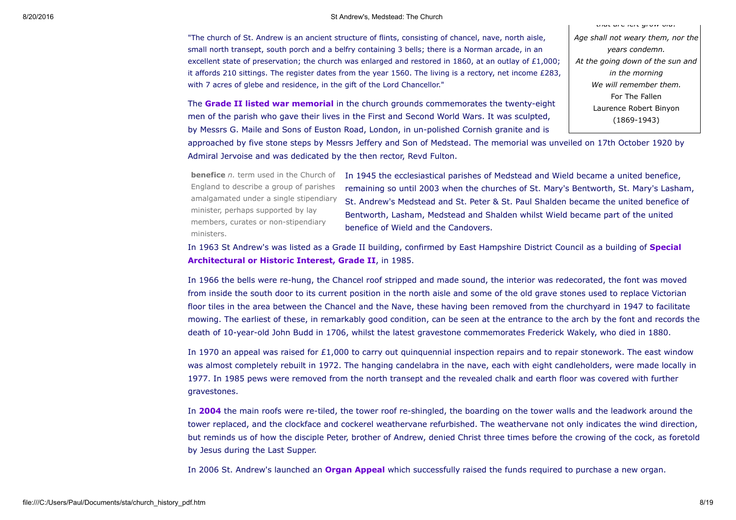"The church of St. Andrew is an ancient structure of flints, consisting of chancel, nave, north aisle, small north transept, south porch and a belfry containing 3 bells; there is a Norman arcade, in an excellent state of preservation; the church was enlarged and restored in 1860, at an outlay of £1,000; it affords 210 sittings. The register dates from the year 1560. The living is a rectory, net income £283, with 7 acres of glebe and residence, in the gift of the Lord Chancellor."

*that are left grow old:*
*Age shall not weary them, nor the years condemn.*
*At the going down of the sun and in the morning*
*We will remember them.*
For The Fallen
Laurence Robert Binyon
(1869-1943)

The **Grade II listed war memorial** in the church grounds commemorates the twenty-eight men of the parish who gave their lives in the First and Second World Wars. It was sculpted, by Messrs G. Maile and Sons of Euston Road, London, in un-polished Cornish granite and is approached by five stone steps by Messrs Jeffery and Son of Medstead. The memorial was unveiled on 17th October 1920 by Admiral Jervoise and was dedicated by the then rector, Revd Fulton.

**benefice** *n.* term used in the Church of England to describe a group of parishes amalgamated under a single stipendiary minister, perhaps supported by lay members, curates or non-stipendiary ministers.

In 1945 the ecclesiastical parishes of Medstead and Wield became a united benefice, remaining so until 2003 when the churches of St. Mary's Bentworth, St. Mary's Lasham, St. Andrew's Medstead and St. Peter & St. Paul Shalden became the united benefice of Bentworth, Lasham, Medstead and Shalden whilst Wield became part of the united benefice of Wield and the Candovers.

In 1963 St Andrew's was listed as a Grade II building, confirmed by East Hampshire District Council as a building of **Special Architectural or Historic Interest, Grade II**, in 1985.

In 1966 the bells were re-hung, the Chancel roof stripped and made sound, the interior was redecorated, the font was moved from inside the south door to its current position in the north aisle and some of the old grave stones used to replace Victorian floor tiles in the area between the Chancel and the Nave, these having been removed from the churchyard in 1947 to facilitate mowing. The earliest of these, in remarkably good condition, can be seen at the entrance to the arch by the font and records the death of 10-year-old John Budd in 1706, whilst the latest gravestone commemorates Frederick Wakely, who died in 1880.

In 1970 an appeal was raised for £1,000 to carry out quinquennial inspection repairs and to repair stonework. The east window was almost completely rebuilt in 1972. The hanging candelabra in the nave, each with eight candleholders, were made locally in 1977. In 1985 pews were removed from the north transept and the revealed chalk and earth floor was covered with further gravestones.

In **2004** the main roofs were re-tiled, the tower roof re-shingled, the boarding on the tower walls and the leadwork around the tower replaced, and the clockface and cockerel weathervane refurbished. The weathervane not only indicates the wind direction, but reminds us of how the disciple Peter, brother of Andrew, denied Christ three times before the crowing of the cock, as foretold by Jesus during the Last Supper.

In 2006 St. Andrew's launched an **Organ Appeal** which successfully raised the funds required to purchase a new organ.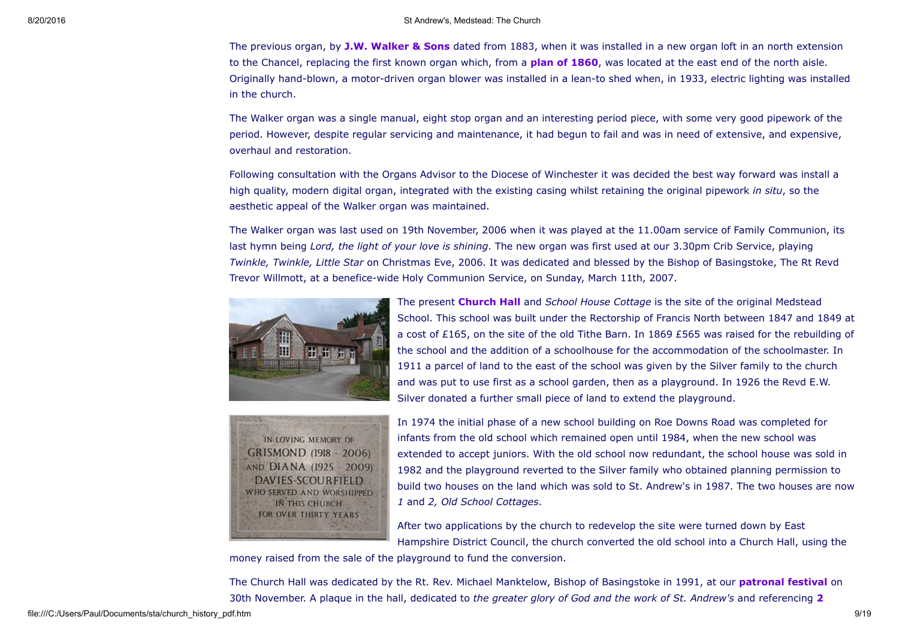The previous organ, by **J.W. Walker & Sons** dated from 1883, when it was installed in a new organ loft in an north extension to the Chancel, replacing the first known organ which, from a **plan of 1860**, was located at the east end of the north aisle. Originally hand-blown, a motor-driven organ blower was installed in a lean-to shed when, in 1933, electric lighting was installed in the church.

The Walker organ was a single manual, eight stop organ and an interesting period piece, with some very good pipework of the period. However, despite regular servicing and maintenance, it had begun to fail and was in need of extensive, and expensive, overhaul and restoration.

Following consultation with the Organs Advisor to the Diocese of Winchester it was decided the best way forward was install a high quality, modern digital organ, integrated with the existing casing whilst retaining the original pipework *in situ*, so the aesthetic appeal of the Walker organ was maintained.

The Walker organ was last used on 19th November, 2006 when it was played at the 11.00am service of Family Communion, its last hymn being *Lord, the light of your love is shining*. The new organ was first used at our 3.30pm Crib Service, playing *Twinkle, Twinkle, Little Star* on Christmas Eve, 2006. It was dedicated and blessed by the Bishop of Basingstoke, The Rt Revd Trevor Willmott, at a benefice-wide Holy Communion Service, on Sunday, March 11th, 2007.

The present **Church Hall** and *School House Cottage* is the site of the original Medstead School. This school was built under the Rectorship of Francis North between 1847 and 1849 at a cost of £165, on the site of the old Tithe Barn. In 1869 £565 was raised for the rebuilding of the school and the addition of a schoolhouse for the accommodation of the schoolmaster. In 1911 a parcel of land to the east of the school was given by the Silver family to the church and was put to use first as a school garden, then as a playground. In 1926 the Revd E.W. Silver donated a further small piece of land to extend the playground.

IN LOVING MEMORY OF GRISMOND (1918 - 2006) AND DIANA (1925 - 2009) DAVIES-SCOURFIELD WHO SERVED AND WORSHIPPED IN THIS CHURCH FOR OVER THIRTY YEARS

In 1974 the initial phase of a new school building on Roe Downs Road was completed for infants from the old school which remained open until 1984, when the new school was extended to accept juniors. With the old school now redundant, the school house was sold in 1982 and the playground reverted to the Silver family who obtained planning permission to build two houses on the land which was sold to St. Andrew's in 1987. The two houses are now *1* and *2, Old School Cottages*.

After two applications by the church to redevelop the site were turned down by East Hampshire District Council, the church converted the old school into a Church Hall, using the money raised from the sale of the playground to fund the conversion.

The Church Hall was dedicated by the Rt. Rev. Michael Manktelow, Bishop of Basingstoke in 1991, at our **patronal festival** on 30th November. A plaque in the hall, dedicated to *the greater glory of God and the work of St. Andrew's* and referencing **2**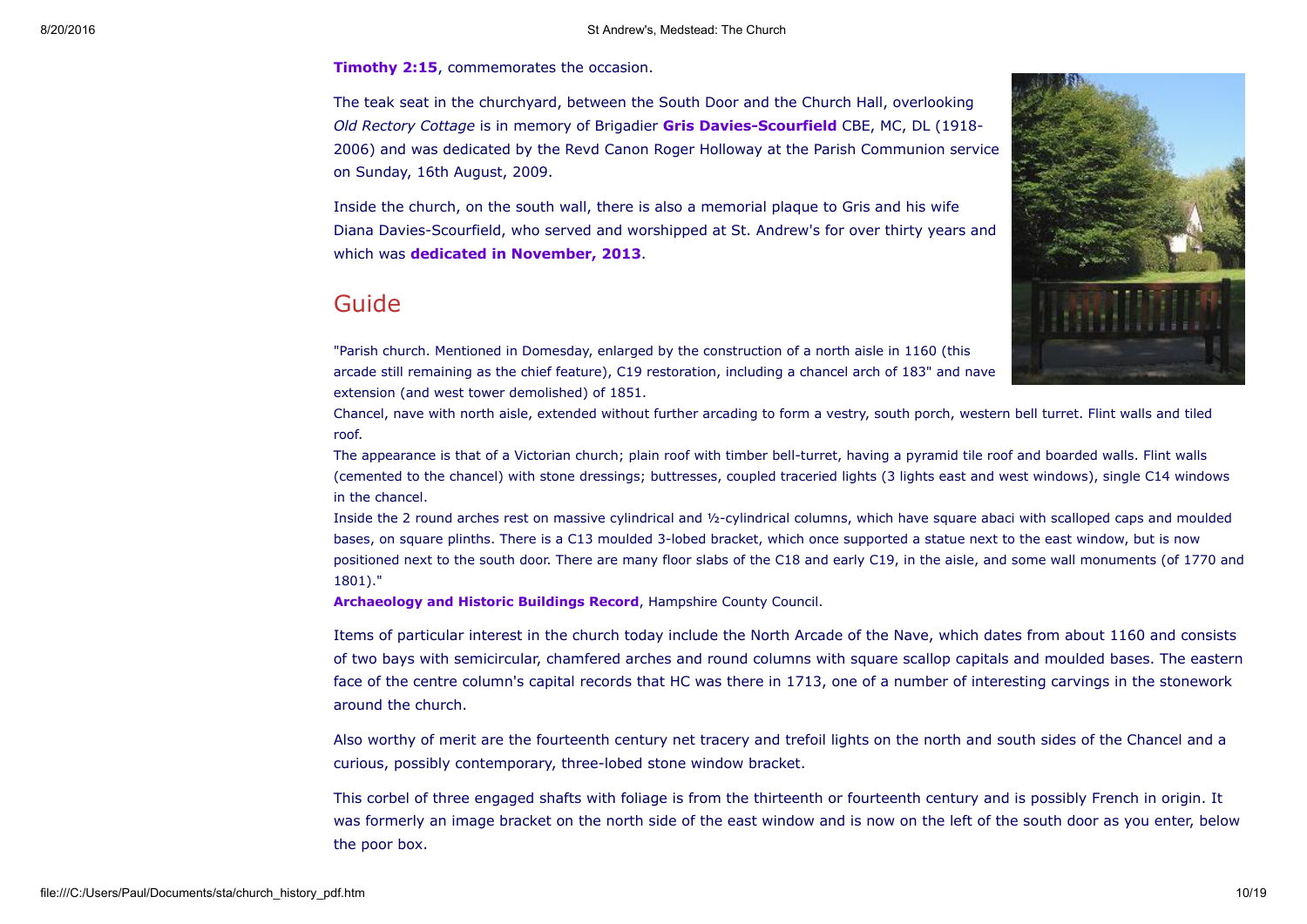**Timothy 2:15**, commemorates the occasion.

The teak seat in the churchyard, between the South Door and the Church Hall, overlooking *Old Rectory Cottage* is in memory of Brigadier **Gris Davies-Scourfield** CBE, MC, DL (1918-2006) and was dedicated by the Revd Canon Roger Holloway at the Parish Communion service on Sunday, 16th August, 2009.

Inside the church, on the south wall, there is also a memorial plaque to Gris and his wife Diana Davies-Scourfield, who served and worshipped at St. Andrew's for over thirty years and which was **dedicated in November, 2013**.

## Guide

"Parish church. Mentioned in Domesday, enlarged by the construction of a north aisle in 1160 (this arcade still remaining as the chief feature), C19 restoration, including a chancel arch of 183" and nave extension (and west tower demolished) of 1851.

Chancel, nave with north aisle, extended without further arcading to form a vestry, south porch, western bell turret. Flint walls and tiled roof.

The appearance is that of a Victorian church; plain roof with timber bell-turret, having a pyramid tile roof and boarded walls. Flint walls (cemented to the chancel) with stone dressings; buttresses, coupled traceried lights (3 lights east and west windows), single C14 windows in the chancel.

Inside the 2 round arches rest on massive cylindrical and ½-cylindrical columns, which have square abaci with scalloped caps and moulded bases, on square plinths. There is a C13 moulded 3-lobed bracket, which once supported a statue next to the east window, but is now positioned next to the south door. There are many floor slabs of the C18 and early C19, in the aisle, and some wall monuments (of 1770 and 1801)."

**Archaeology and Historic Buildings Record**, Hampshire County Council.

Items of particular interest in the church today include the North Arcade of the Nave, which dates from about 1160 and consists of two bays with semicircular, chamfered arches and round columns with square scallop capitals and moulded bases. The eastern face of the centre column's capital records that HC was there in 1713, one of a number of interesting carvings in the stonework around the church.

Also worthy of merit are the fourteenth century net tracery and trefoil lights on the north and south sides of the Chancel and a curious, possibly contemporary, three-lobed stone window bracket.

This corbel of three engaged shafts with foliage is from the thirteenth or fourteenth century and is possibly French in origin. It was formerly an image bracket on the north side of the east window and is now on the left of the south door as you enter, below the poor box.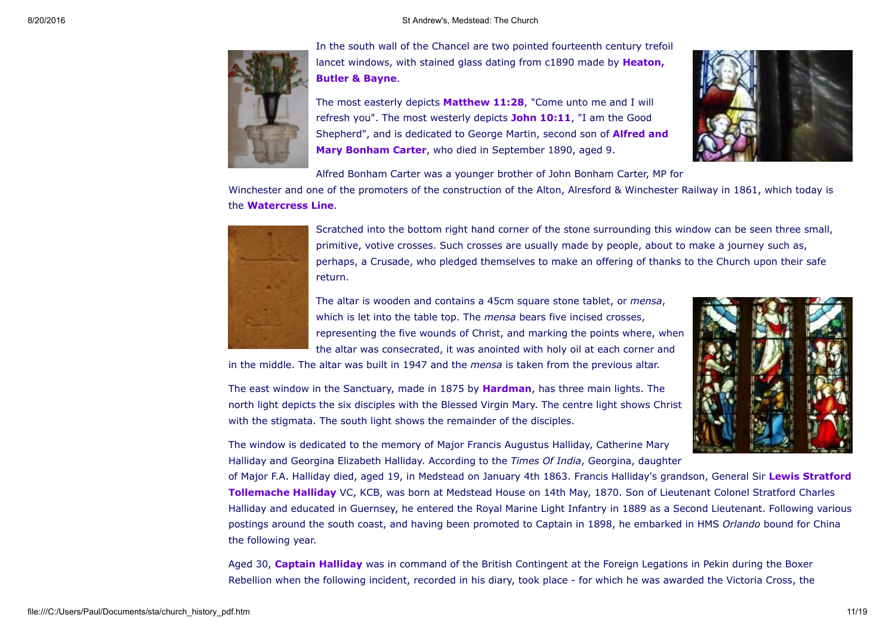In the south wall of the Chancel are two pointed fourteenth century trefoil lancet windows, with stained glass dating from c1890 made by **Heaton, Butler & Bayne**.

The most easterly depicts **Matthew 11:28**, "Come unto me and I will refresh you". The most westerly depicts **John 10:11**, "I am the Good Shepherd", and is dedicated to George Martin, second son of **Alfred and Mary Bonham Carter**, who died in September 1890, aged 9.

Alfred Bonham Carter was a younger brother of John Bonham Carter, MP for Winchester and one of the promoters of the construction of the Alton, Alresford & Winchester Railway in 1861, which today is the **Watercress Line**.

Scratched into the bottom right hand corner of the stone surrounding this window can be seen three small, primitive, votive crosses. Such crosses are usually made by people, about to make a journey such as, perhaps, a Crusade, who pledged themselves to make an offering of thanks to the Church upon their safe return.

The altar is wooden and contains a 45cm square stone tablet, or *mensa*, which is let into the table top. The *mensa* bears five incised crosses, representing the five wounds of Christ, and marking the points where, when the altar was consecrated, it was anointed with holy oil at each corner and in the middle. The altar was built in 1947 and the *mensa* is taken from the previous altar.

The east window in the Sanctuary, made in 1875 by **Hardman**, has three main lights. The north light depicts the six disciples with the Blessed Virgin Mary. The centre light shows Christ with the stigmata. The south light shows the remainder of the disciples.

The window is dedicated to the memory of Major Francis Augustus Halliday, Catherine Mary Halliday and Georgina Elizabeth Halliday. According to the *Times Of India*, Georgina, daughter of Major F.A. Halliday died, aged 19, in Medstead on January 4th 1863. Francis Halliday's grandson, General Sir **Lewis Stratford Tollemache Halliday** VC, KCB, was born at Medstead House on 14th May, 1870. Son of Lieutenant Colonel Stratford Charles Halliday and educated in Guernsey, he entered the Royal Marine Light Infantry in 1889 as a Second Lieutenant. Following various postings around the south coast, and having been promoted to Captain in 1898, he embarked in HMS *Orlando* bound for China the following year.

Aged 30, **Captain Halliday** was in command of the British Contingent at the Foreign Legations in Pekin during the Boxer Rebellion when the following incident, recorded in his diary, took place - for which he was awarded the Victoria Cross, the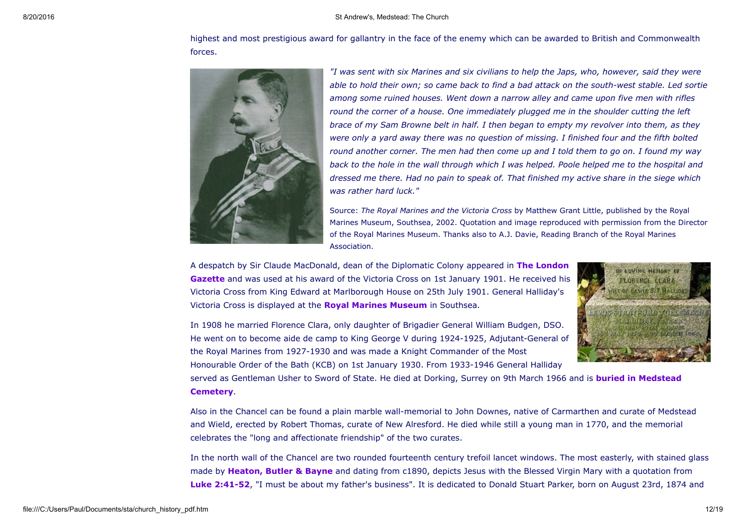highest and most prestigious award for gallantry in the face of the enemy which can be awarded to British and Commonwealth forces.

*"I was sent with six Marines and six civilians to help the Japs, who, however, said they were able to hold their own; so came back to find a bad attack on the south-west stable. Led sortie among some ruined houses. Went down a narrow alley and came upon five men with rifles round the corner of a house. One immediately plugged me in the shoulder cutting the left brace of my Sam Browne belt in half. I then began to empty my revolver into them, as they were only a yard away there was no question of missing. I finished four and the fifth bolted round another corner. The men had then come up and I told them to go on. I found my way back to the hole in the wall through which I was helped. Poole helped me to the hospital and dressed me there. Had no pain to speak of. That finished my active share in the siege which was rather hard luck."*

Source: *The Royal Marines and the Victoria Cross* by Matthew Grant Little, published by the Royal Marines Museum, Southsea, 2002. Quotation and image reproduced with permission from the Director of the Royal Marines Museum. Thanks also to A.J. Davie, Reading Branch of the Royal Marines Association.

A despatch by Sir Claude MacDonald, dean of the Diplomatic Colony appeared in **The London Gazette** and was used at his award of the Victoria Cross on 1st January 1901. He received his Victoria Cross from King Edward at Marlborough House on 25th July 1901. General Halliday's Victoria Cross is displayed at the **Royal Marines Museum** in Southsea.

In 1908 he married Florence Clara, only daughter of Brigadier General William Budgen, DSO. He went on to become aide de camp to King George V during 1924-1925, Adjutant-General of the Royal Marines from 1927-1930 and was made a Knight Commander of the Most Honourable Order of the Bath (KCB) on 1st January 1930. From 1933-1946 General Halliday served as Gentleman Usher to Sword of State. He died at Dorking, Surrey on 9th March 1966 and is **buried in Medstead Cemetery**.

Also in the Chancel can be found a plain marble wall-memorial to John Downes, native of Carmarthen and curate of Medstead and Wield, erected by Robert Thomas, curate of New Alresford. He died while still a young man in 1770, and the memorial celebrates the "long and affectionate friendship" of the two curates.

In the north wall of the Chancel are two rounded fourteenth century trefoil lancet windows. The most easterly, with stained glass made by **Heaton, Butler & Bayne** and dating from c1890, depicts Jesus with the Blessed Virgin Mary with a quotation from **Luke 2:41-52**, "I must be about my father's business". It is dedicated to Donald Stuart Parker, born on August 23rd, 1874 and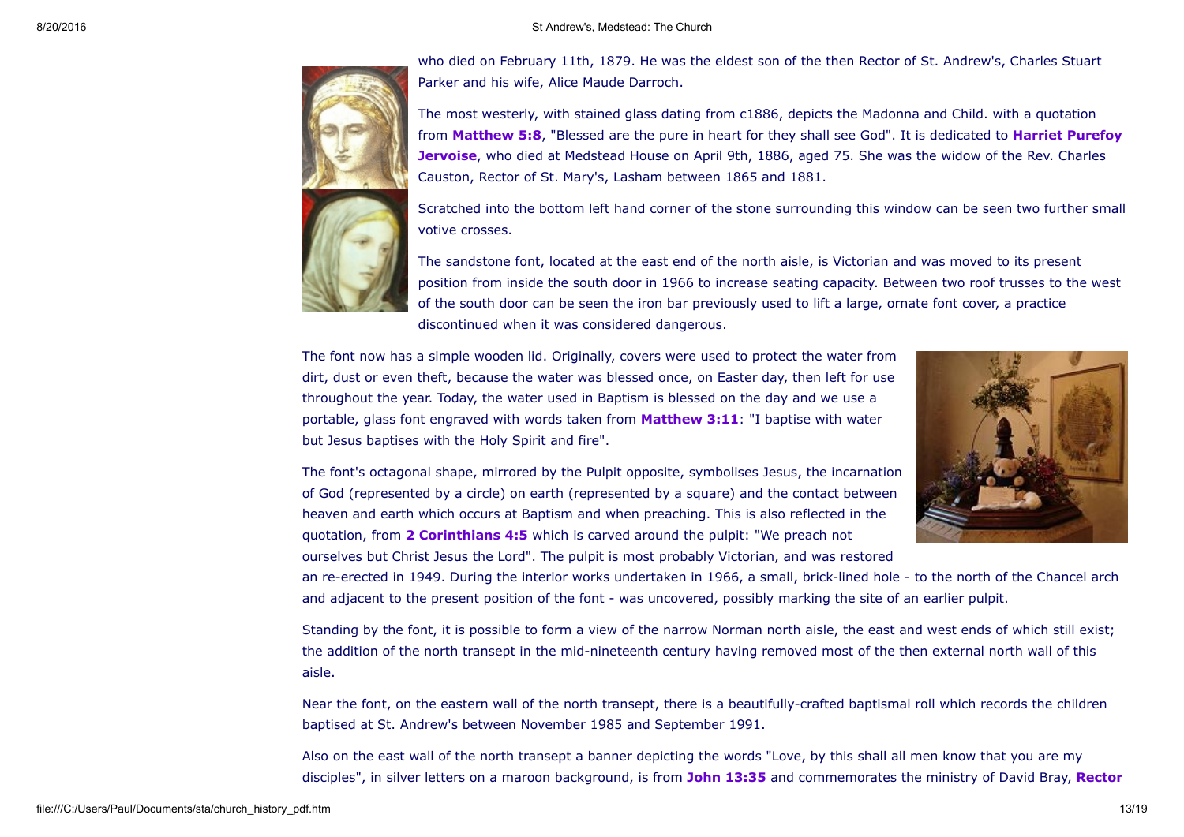who died on February 11th, 1879. He was the eldest son of the then Rector of St. Andrew's, Charles Stuart Parker and his wife, Alice Maude Darroch.

The most westerly, with stained glass dating from c1886, depicts the Madonna and Child. with a quotation from **Matthew 5:8**, "Blessed are the pure in heart for they shall see God". It is dedicated to **Harriet Purefoy Jervoise**, who died at Medstead House on April 9th, 1886, aged 75. She was the widow of the Rev. Charles Causton, Rector of St. Mary's, Lasham between 1865 and 1881.

Scratched into the bottom left hand corner of the stone surrounding this window can be seen two further small votive crosses.

The sandstone font, located at the east end of the north aisle, is Victorian and was moved to its present position from inside the south door in 1966 to increase seating capacity. Between two roof trusses to the west of the south door can be seen the iron bar previously used to lift a large, ornate font cover, a practice discontinued when it was considered dangerous.

The font now has a simple wooden lid. Originally, covers were used to protect the water from dirt, dust or even theft, because the water was blessed once, on Easter day, then left for use throughout the year. Today, the water used in Baptism is blessed on the day and we use a portable, glass font engraved with words taken from **Matthew 3:11**: "I baptise with water but Jesus baptises with the Holy Spirit and fire".

The font's octagonal shape, mirrored by the Pulpit opposite, symbolises Jesus, the incarnation of God (represented by a circle) on earth (represented by a square) and the contact between heaven and earth which occurs at Baptism and when preaching. This is also reflected in the quotation, from **2 Corinthians 4:5** which is carved around the pulpit: "We preach not ourselves but Christ Jesus the Lord". The pulpit is most probably Victorian, and was restored an re-erected in 1949. During the interior works undertaken in 1966, a small, brick-lined hole - to the north of the Chancel arch and adjacent to the present position of the font - was uncovered, possibly marking the site of an earlier pulpit.

Standing by the font, it is possible to form a view of the narrow Norman north aisle, the east and west ends of which still exist; the addition of the north transept in the mid-nineteenth century having removed most of the then external north wall of this aisle.

Near the font, on the eastern wall of the north transept, there is a beautifully-crafted baptismal roll which records the children baptised at St. Andrew's between November 1985 and September 1991.

Also on the east wall of the north transept a banner depicting the words "Love, by this shall all men know that you are my disciples", in silver letters on a maroon background, is from **John 13:35** and commemorates the ministry of David Bray, **Rector**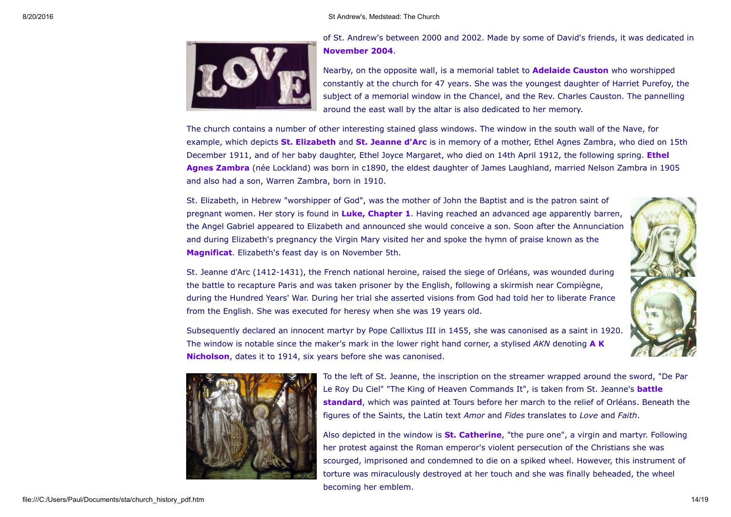of St. Andrew's between 2000 and 2002. Made by some of David's friends, it was dedicated in **November 2004**.

Nearby, on the opposite wall, is a memorial tablet to **Adelaide Causton** who worshipped constantly at the church for 47 years. She was the youngest daughter of Harriet Purefoy, the subject of a memorial window in the Chancel, and the Rev. Charles Causton. The pannelling around the east wall by the altar is also dedicated to her memory.

The church contains a number of other interesting stained glass windows. The window in the south wall of the Nave, for example, which depicts **St. Elizabeth** and **St. Jeanne d'Arc** is in memory of a mother, Ethel Agnes Zambra, who died on 15th December 1911, and of her baby daughter, Ethel Joyce Margaret, who died on 14th April 1912, the following spring. **Ethel Agnes Zambra** (née Lockland) was born in c1890, the eldest daughter of James Laughland, married Nelson Zambra in 1905 and also had a son, Warren Zambra, born in 1910.

St. Elizabeth, in Hebrew "worshipper of God", was the mother of John the Baptist and is the patron saint of pregnant women. Her story is found in **Luke, Chapter 1**. Having reached an advanced age apparently barren, the Angel Gabriel appeared to Elizabeth and announced she would conceive a son. Soon after the Annunciation and during Elizabeth's pregnancy the Virgin Mary visited her and spoke the hymn of praise known as the **Magnificat**. Elizabeth's feast day is on November 5th.

St. Jeanne d'Arc (1412-1431), the French national heroine, raised the siege of Orléans, was wounded during the battle to recapture Paris and was taken prisoner by the English, following a skirmish near Compiègne, during the Hundred Years' War. During her trial she asserted visions from God had told her to liberate France from the English. She was executed for heresy when she was 19 years old.

Subsequently declared an innocent martyr by Pope Callixtus III in 1455, she was canonised as a saint in 1920. The window is notable since the maker's mark in the lower right hand corner, a stylised *AKN* denoting **A K Nicholson**, dates it to 1914, six years before she was canonised.

To the left of St. Jeanne, the inscription on the streamer wrapped around the sword, "De Par Le Roy Du Ciel" "The King of Heaven Commands It", is taken from St. Jeanne's **battle standard**, which was painted at Tours before her march to the relief of Orléans. Beneath the figures of the Saints, the Latin text *Amor* and *Fides* translates to *Love* and *Faith*.

Also depicted in the window is **St. Catherine**, "the pure one", a virgin and martyr. Following her protest against the Roman emperor's violent persecution of the Christians she was scourged, imprisoned and condemned to die on a spiked wheel. However, this instrument of torture was miraculously destroyed at her touch and she was finally beheaded, the wheel becoming her emblem.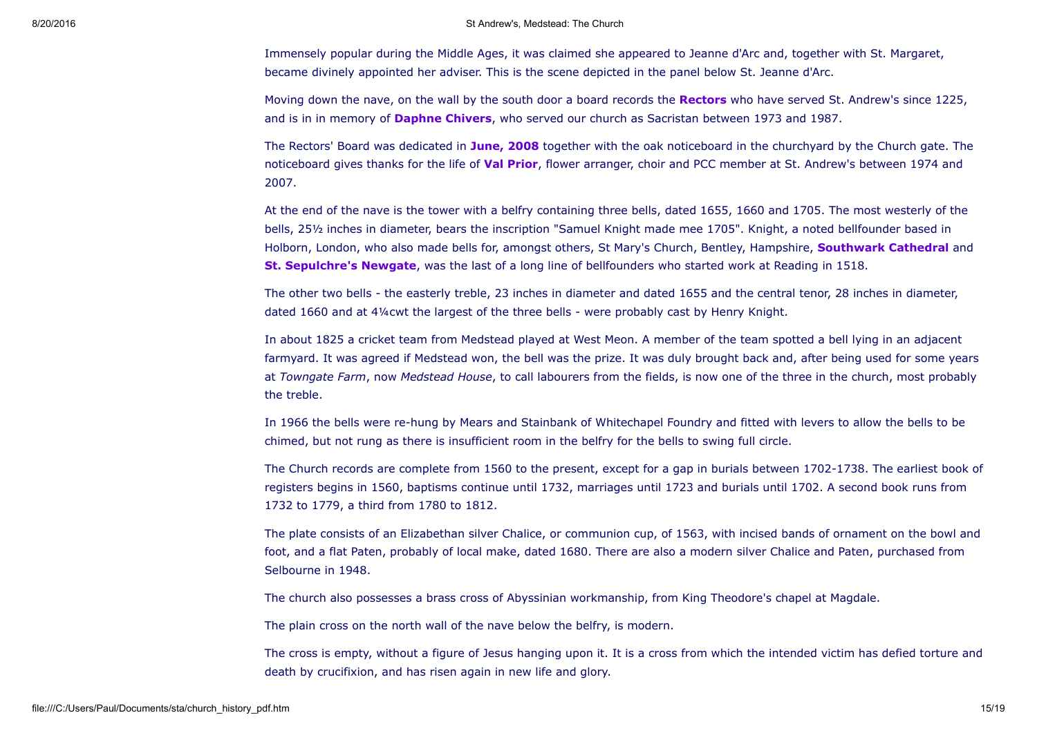Immensely popular during the Middle Ages, it was claimed she appeared to Jeanne d'Arc and, together with St. Margaret, became divinely appointed her adviser. This is the scene depicted in the panel below St. Jeanne d'Arc.

Moving down the nave, on the wall by the south door a board records the **Rectors** who have served St. Andrew's since 1225, and is in in memory of **Daphne Chivers**, who served our church as Sacristan between 1973 and 1987.

The Rectors' Board was dedicated in **June, 2008** together with the oak noticeboard in the churchyard by the Church gate. The noticeboard gives thanks for the life of **Val Prior**, flower arranger, choir and PCC member at St. Andrew's between 1974 and 2007.

At the end of the nave is the tower with a belfry containing three bells, dated 1655, 1660 and 1705. The most westerly of the bells, 25½ inches in diameter, bears the inscription "Samuel Knight made mee 1705". Knight, a noted bellfounder based in Holborn, London, who also made bells for, amongst others, St Mary's Church, Bentley, Hampshire, **Southwark Cathedral** and **St. Sepulchre's Newgate**, was the last of a long line of bellfounders who started work at Reading in 1518.

The other two bells - the easterly treble, 23 inches in diameter and dated 1655 and the central tenor, 28 inches in diameter, dated 1660 and at 4¼cwt the largest of the three bells - were probably cast by Henry Knight.

In about 1825 a cricket team from Medstead played at West Meon. A member of the team spotted a bell lying in an adjacent farmyard. It was agreed if Medstead won, the bell was the prize. It was duly brought back and, after being used for some years at *Towngate Farm*, now *Medstead House*, to call labourers from the fields, is now one of the three in the church, most probably the treble.

In 1966 the bells were re-hung by Mears and Stainbank of Whitechapel Foundry and fitted with levers to allow the bells to be chimed, but not rung as there is insufficient room in the belfry for the bells to swing full circle.

The Church records are complete from 1560 to the present, except for a gap in burials between 1702-1738. The earliest book of registers begins in 1560, baptisms continue until 1732, marriages until 1723 and burials until 1702. A second book runs from 1732 to 1779, a third from 1780 to 1812.

The plate consists of an Elizabethan silver Chalice, or communion cup, of 1563, with incised bands of ornament on the bowl and foot, and a flat Paten, probably of local make, dated 1680. There are also a modern silver Chalice and Paten, purchased from Selbourne in 1948.

The church also possesses a brass cross of Abyssinian workmanship, from King Theodore's chapel at Magdale.

The plain cross on the north wall of the nave below the belfry, is modern.

The cross is empty, without a figure of Jesus hanging upon it. It is a cross from which the intended victim has defied torture and death by crucifixion, and has risen again in new life and glory.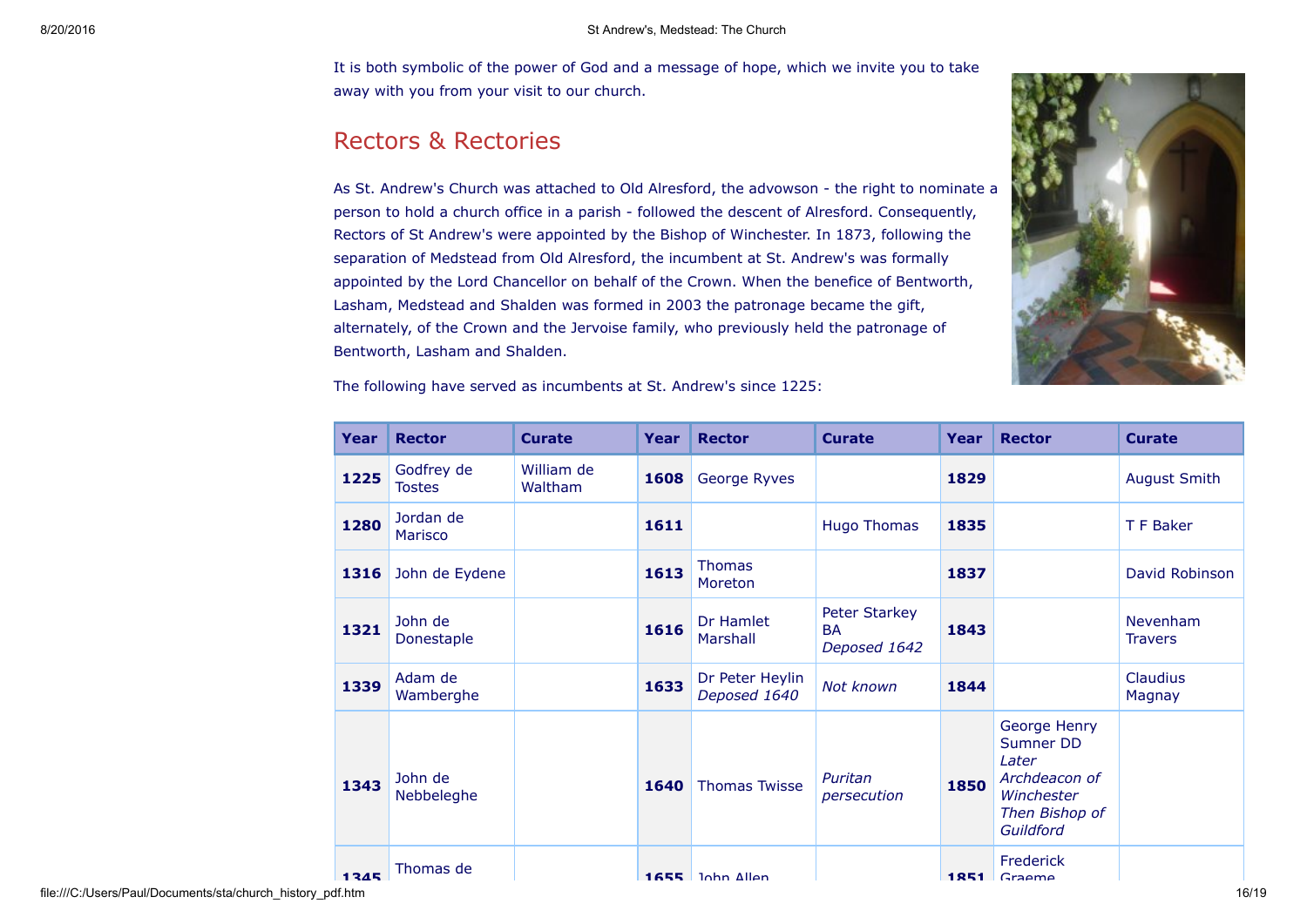It is both symbolic of the power of God and a message of hope, which we invite you to take away with you from your visit to our church.

## Rectors & Rectories

As St. Andrew's Church was attached to Old Alresford, the advowson - the right to nominate a person to hold a church office in a parish - followed the descent of Alresford. Consequently, Rectors of St Andrew's were appointed by the Bishop of Winchester. In 1873, following the separation of Medstead from Old Alresford, the incumbent at St. Andrew's was formally appointed by the Lord Chancellor on behalf of the Crown. When the benefice of Bentworth, Lasham, Medstead and Shalden was formed in 2003 the patronage became the gift, alternately, of the Crown and the Jervoise family, who previously held the patronage of Bentworth, Lasham and Shalden.

The following have served as incumbents at St. Andrew's since 1225:

| Year | Rector | Curate | Year | Rector | Curate | Year | Rector | Curate |
|---|---|---|---|---|---|---|---|---|
| **1225** | Godfrey de Tostes | William de Waltham | **1608** | George Ryves | | **1829** | | August Smith |
| **1280** | Jordan de Marisco | | **1611** | | Hugo Thomas | **1835** | | T F Baker |
| **1316** | John de Eydene | | **1613** | Thomas Moreton | | **1837** | | David Robinson |
| **1321** | John de Donestaple | | **1616** | Dr Hamlet Marshall | Peter Starkey BA *Deposed 1642* | **1843** | | Nevenham Travers |
| **1339** | Adam de Wamberghe | | **1633** | Dr Peter Heylin *Deposed 1640* | *Not known* | **1844** | | Claudius Magnay |
| **1343** | John de Nebbeleghe | | **1640** | Thomas Twisse | *Puritan persecution* | **1850** | George Henry Sumner DD *Later Archdeacon of Winchester Then Bishop of Guildford* | |
| **1345** | Thomas de | | **1655** | John Allen | | **1851** | Frederick Graeme | |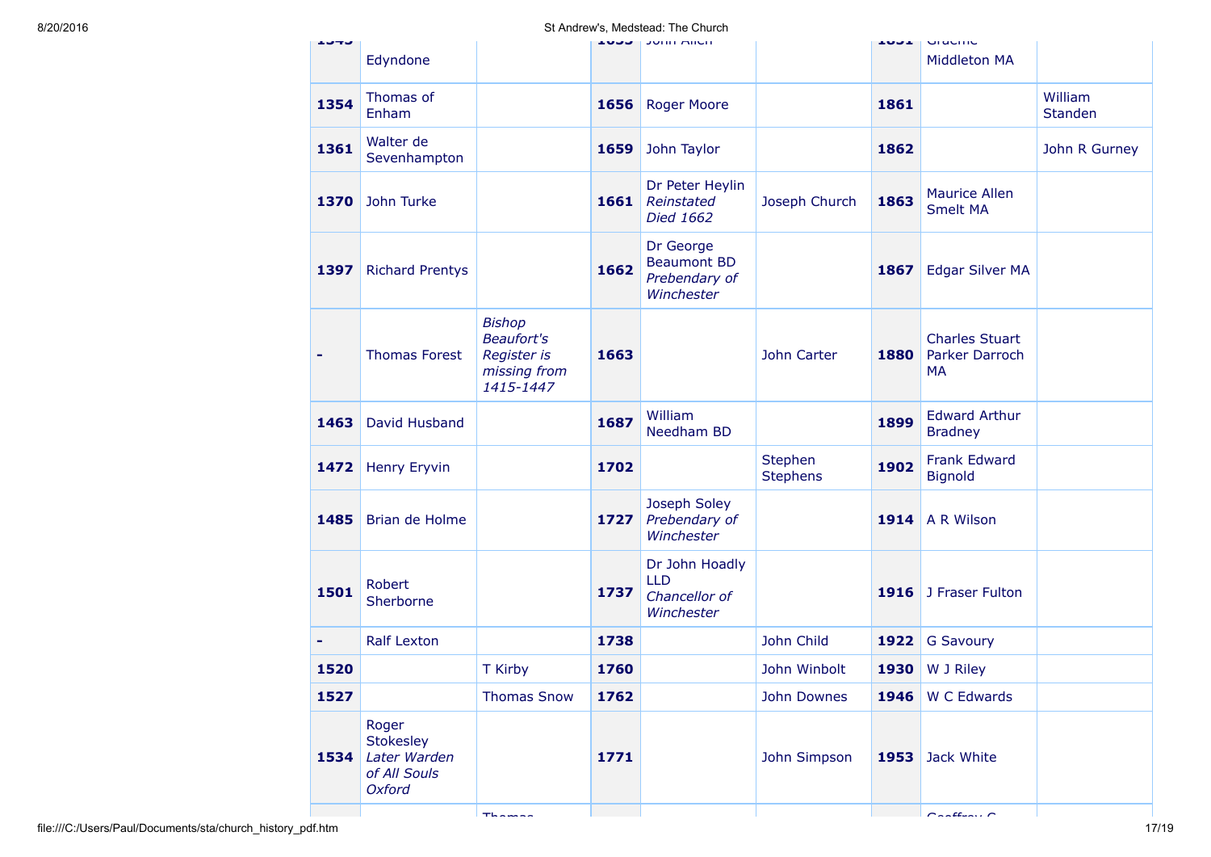| | | | | | | | | |
|---|---|---|---|---|---|---|---|---|
| 1349 | Edyndone | | 1655 | John Allen | | 1851 | Graeme Middleton MA | |
| 1354 | Thomas of Enham | | 1656 | Roger Moore | | 1861 | | William Standen |
| 1361 | Walter de Sevenhampton | | 1659 | John Taylor | | 1862 | | John R Gurney |
| 1370 | John Turke | | 1661 | Dr Peter Heylin *Reinstated Died 1662* | Joseph Church | 1863 | Maurice Allen Smelt MA | |
| 1397 | Richard Prentys | | 1662 | Dr George Beaumont BD *Prebendary of Winchester* | | 1867 | Edgar Silver MA | |
| - | Thomas Forest | *Bishop Beaufort's Register is missing from 1415-1447* | 1663 | | John Carter | 1880 | Charles Stuart Parker Darroch MA | |
| 1463 | David Husband | | 1687 | William Needham BD | | 1899 | Edward Arthur Bradney | |
| 1472 | Henry Eryvin | | 1702 | | Stephen Stephens | 1902 | Frank Edward Bignold | |
| 1485 | Brian de Holme | | 1727 | Joseph Soley *Prebendary of Winchester* | | 1914 | A R Wilson | |
| 1501 | Robert Sherborne | | 1737 | Dr John Hoadly LLD *Chancellor of Winchester* | | 1916 | J Fraser Fulton | |
| - | Ralf Lexton | | 1738 | | John Child | 1922 | G Savoury | |
| 1520 | | T Kirby | 1760 | | John Winbolt | 1930 | W J Riley | |
| 1527 | | Thomas Snow | 1762 | | John Downes | 1946 | W C Edwards | |
| 1534 | Roger Stokesley *Later Warden of All Souls Oxford* | | 1771 | | John Simpson | 1953 | Jack White | |
| | | Thomas | | | | | Geoffrey G | |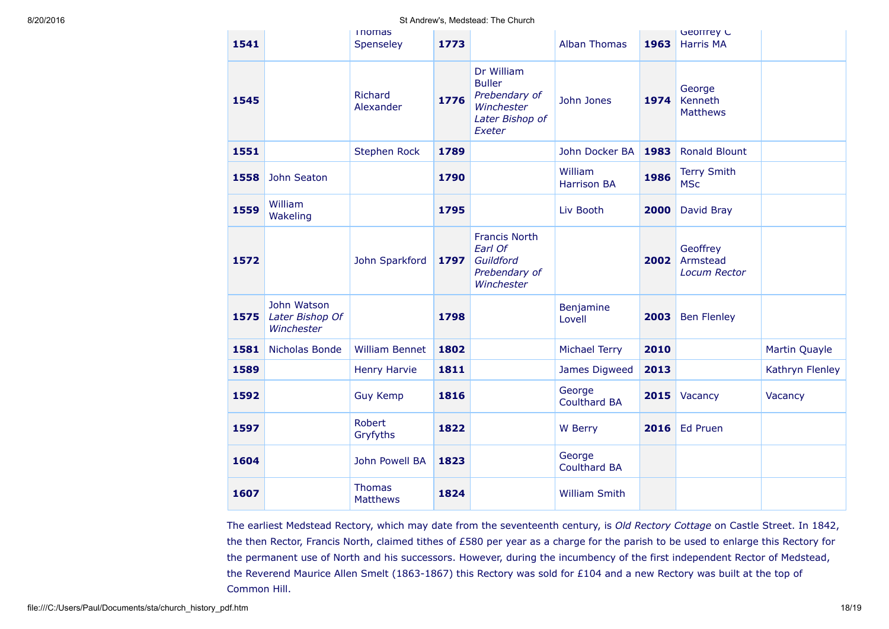| 1541 | | Thomas Spenseley | 1773 | | Alban Thomas | 1963 | Geoffrey C Harris MA | |
|---|---|---|---|---|---|---|---|---|
| 1545 | | Richard Alexander | 1776 | Dr William Buller *Prebendary of Winchester Later Bishop of Exeter* | John Jones | 1974 | George Kenneth Matthews | |
| 1551 | | Stephen Rock | 1789 | | John Docker BA | 1983 | Ronald Blount | |
| 1558 | John Seaton | | 1790 | | William Harrison BA | 1986 | Terry Smith MSc | |
| 1559 | William Wakeling | | 1795 | | Liv Booth | 2000 | David Bray | |
| 1572 | | John Sparkford | 1797 | Francis North *Earl Of Guildford Prebendary of Winchester* | | 2002 | Geoffrey Armstead *Locum Rector* | |
| 1575 | John Watson *Later Bishop Of Winchester* | | 1798 | | Benjamine Lovell | 2003 | Ben Flenley | |
| 1581 | Nicholas Bonde | William Bennet | 1802 | | Michael Terry | 2010 | | Martin Quayle |
| 1589 | | Henry Harvie | 1811 | | James Digweed | 2013 | | Kathryn Flenley |
| 1592 | | Guy Kemp | 1816 | | George Coulthard BA | 2015 | Vacancy | Vacancy |
| 1597 | | Robert Gryfyths | 1822 | | W Berry | 2016 | Ed Pruen | |
| 1604 | | John Powell BA | 1823 | | George Coulthard BA | | | |
| 1607 | | Thomas Matthews | 1824 | | William Smith | | | |

The earliest Medstead Rectory, which may date from the seventeenth century, is *Old Rectory Cottage* on Castle Street. In 1842, the then Rector, Francis North, claimed tithes of £580 per year as a charge for the parish to be used to enlarge this Rectory for the permanent use of North and his successors. However, during the incumbency of the first independent Rector of Medstead, the Reverend Maurice Allen Smelt (1863-1867) this Rectory was sold for £104 and a new Rectory was built at the top of Common Hill.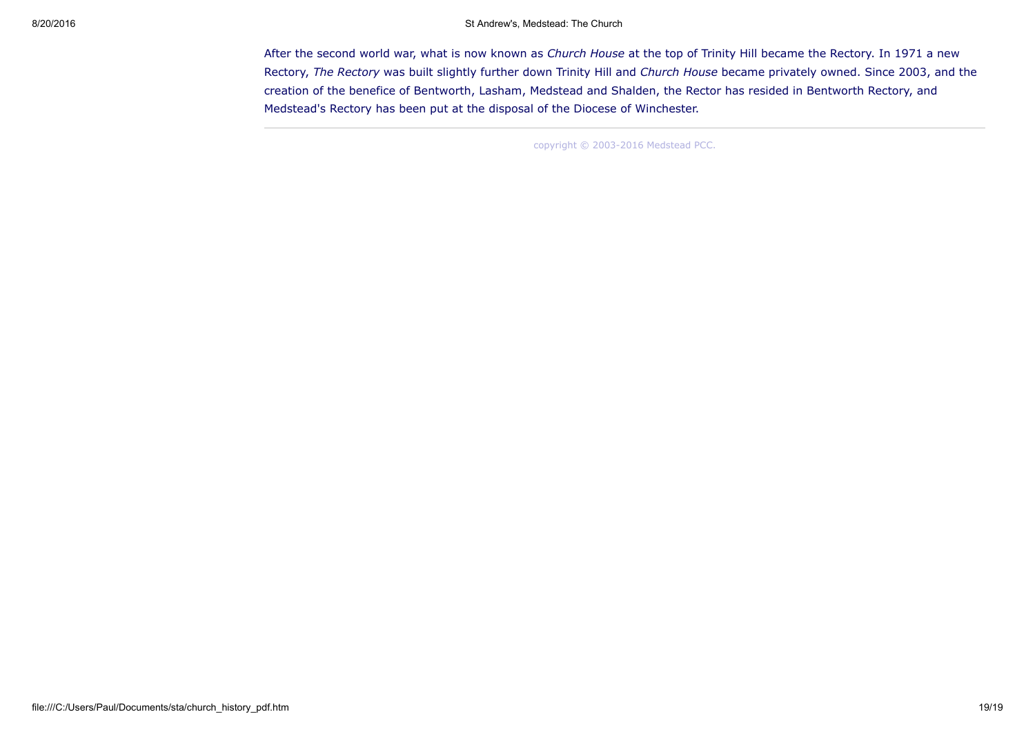After the second world war, what is now known as *Church House* at the top of Trinity Hill became the Rectory. In 1971 a new Rectory, *The Rectory* was built slightly further down Trinity Hill and *Church House* became privately owned. Since 2003, and the creation of the benefice of Bentworth, Lasham, Medstead and Shalden, the Rector has resided in Bentworth Rectory, and Medstead's Rectory has been put at the disposal of the Diocese of Winchester.

---

copyright © 2003-2016 Medstead PCC.